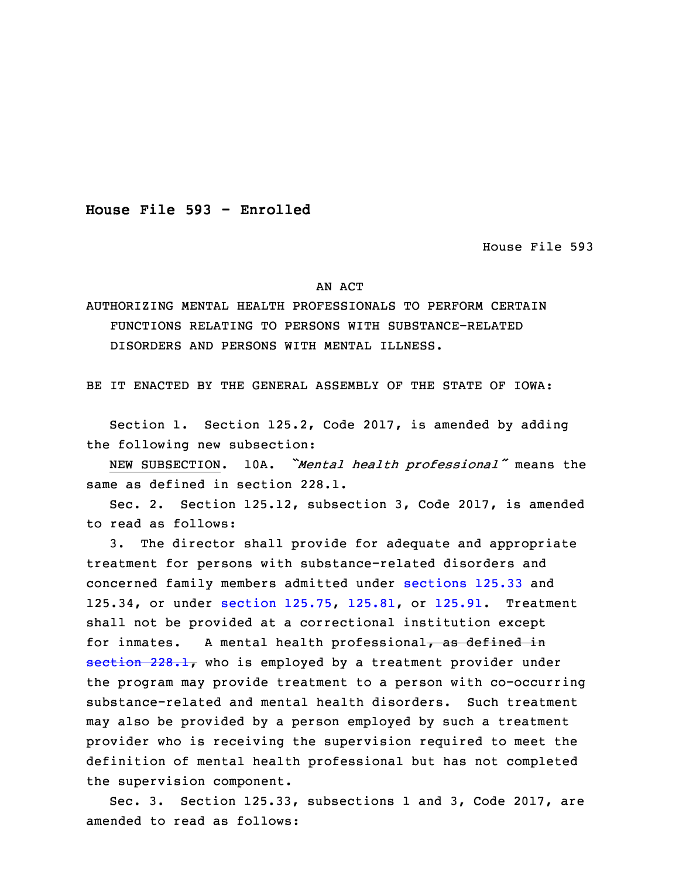**House File 593 - Enrolled**

House File 593

AN ACT

AUTHORIZING MENTAL HEALTH PROFESSIONALS TO PERFORM CERTAIN FUNCTIONS RELATING TO PERSONS WITH SUBSTANCE-RELATED DISORDERS AND PERSONS WITH MENTAL ILLNESS.

BE IT ENACTED BY THE GENERAL ASSEMBLY OF THE STATE OF IOWA:

Section 1. Section 125.2, Code 2017, is amended by adding the following new subsection:

NEW SUBSECTION. 10A. *"Mental health professional"* means the same as defined in section 228.1.

Sec. 2. Section 125.12, subsection 3, Code 2017, is amended to read as follows:

3. The director shall provide for adequate and appropriate treatment for persons with substance-related disorders and concerned family members admitted under sections 125.33 and 125.34, or under section 125.75, 125.81, or 125.91. Treatment shall not be provided at a correctional institution except for inmates. A mental health professional~~, as defined in section 228.1,~~ who is employed by a treatment provider under the program may provide treatment to a person with co-occurring substance-related and mental health disorders. Such treatment may also be provided by a person employed by such a treatment provider who is receiving the supervision required to meet the definition of mental health professional but has not completed the supervision component.

Sec. 3. Section 125.33, subsections 1 and 3, Code 2017, are amended to read as follows: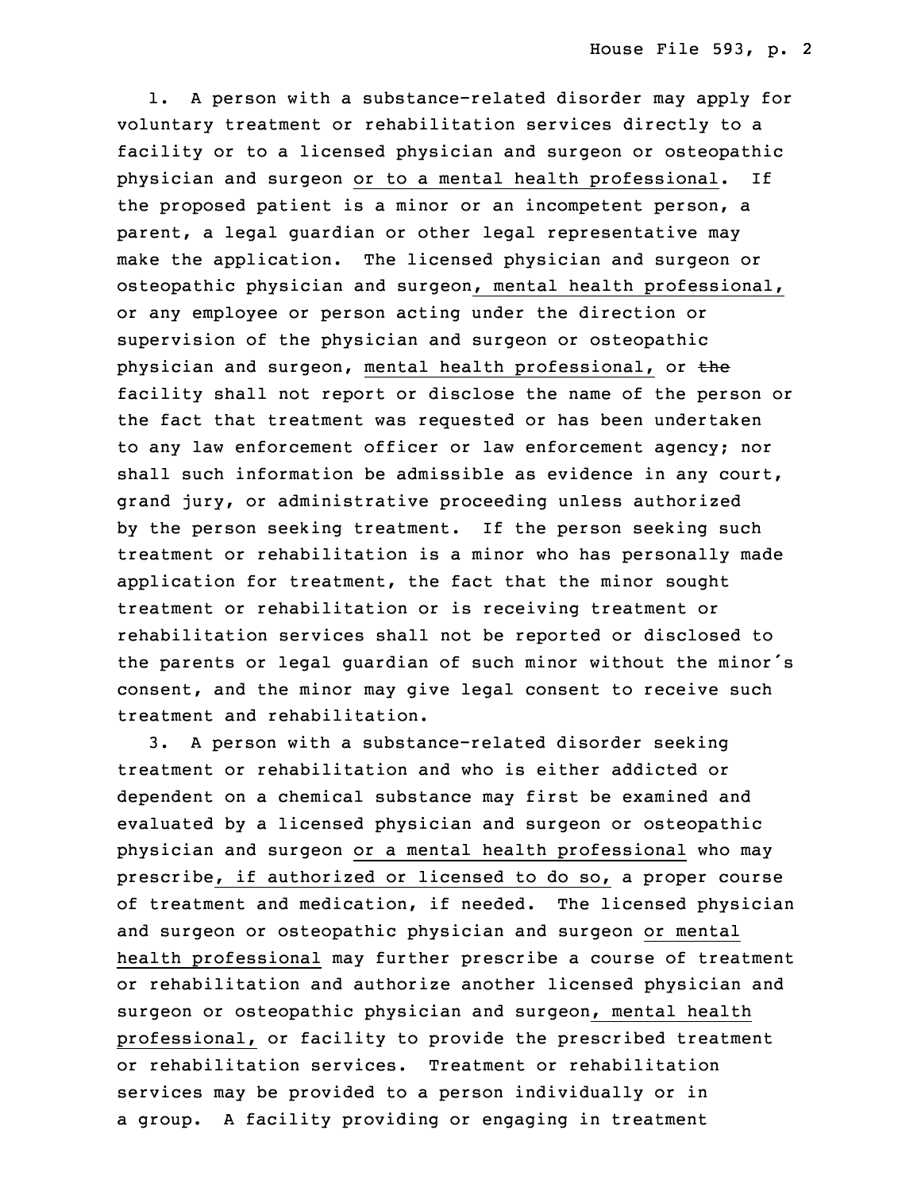1. A person with a substance-related disorder may apply for voluntary treatment or rehabilitation services directly to a facility or to a licensed physician and surgeon or osteopathic physician and surgeon or to a mental health professional. If the proposed patient is a minor or an incompetent person, a parent, a legal guardian or other legal representative may make the application. The licensed physician and surgeon or osteopathic physician and surgeon, mental health professional, or any employee or person acting under the direction or supervision of the physician and surgeon or osteopathic physician and surgeon, mental health professional, or ~~the~~ facility shall not report or disclose the name of the person or the fact that treatment was requested or has been undertaken to any law enforcement officer or law enforcement agency; nor shall such information be admissible as evidence in any court, grand jury, or administrative proceeding unless authorized by the person seeking treatment. If the person seeking such treatment or rehabilitation is a minor who has personally made application for treatment, the fact that the minor sought treatment or rehabilitation or is receiving treatment or rehabilitation services shall not be reported or disclosed to the parents or legal guardian of such minor without the minor's consent, and the minor may give legal consent to receive such treatment and rehabilitation.

3. A person with a substance-related disorder seeking treatment or rehabilitation and who is either addicted or dependent on a chemical substance may first be examined and evaluated by a licensed physician and surgeon or osteopathic physician and surgeon or a mental health professional who may prescribe, if authorized or licensed to do so, a proper course of treatment and medication, if needed. The licensed physician and surgeon or osteopathic physician and surgeon or mental health professional may further prescribe a course of treatment or rehabilitation and authorize another licensed physician and surgeon or osteopathic physician and surgeon, mental health professional, or facility to provide the prescribed treatment or rehabilitation services. Treatment or rehabilitation services may be provided to a person individually or in a group. A facility providing or engaging in treatment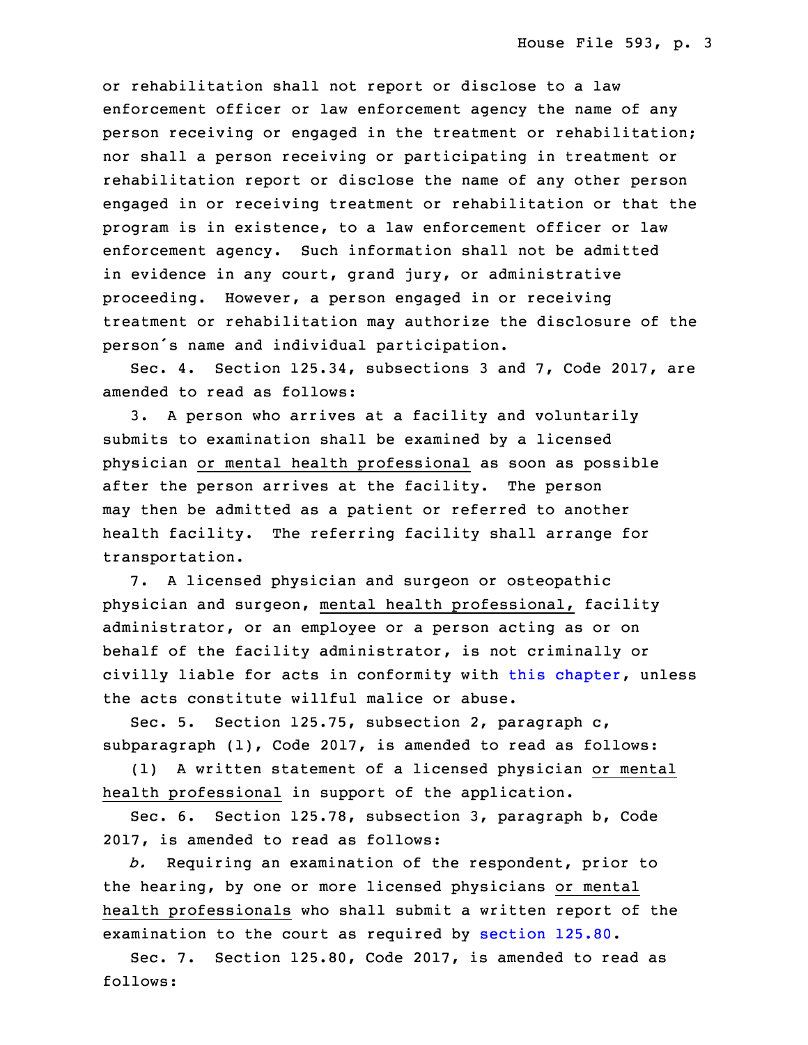or rehabilitation shall not report or disclose to a law enforcement officer or law enforcement agency the name of any person receiving or engaged in the treatment or rehabilitation; nor shall a person receiving or participating in treatment or rehabilitation report or disclose the name of any other person engaged in or receiving treatment or rehabilitation or that the program is in existence, to a law enforcement officer or law enforcement agency. Such information shall not be admitted in evidence in any court, grand jury, or administrative proceeding. However, a person engaged in or receiving treatment or rehabilitation may authorize the disclosure of the person's name and individual participation.

Sec. 4. Section 125.34, subsections 3 and 7, Code 2017, are amended to read as follows:

3. A person who arrives at a facility and voluntarily submits to examination shall be examined by a licensed physician <u>or mental health professional</u> as soon as possible after the person arrives at the facility. The person may then be admitted as a patient or referred to another health facility. The referring facility shall arrange for transportation.

7. A licensed physician and surgeon or osteopathic physician and surgeon, <u>mental health professional,</u> facility administrator, or an employee or a person acting as or on behalf of the facility administrator, is not criminally or civilly liable for acts in conformity with this chapter, unless the acts constitute willful malice or abuse.

Sec. 5. Section 125.75, subsection 2, paragraph c, subparagraph (1), Code 2017, is amended to read as follows:

(1) A written statement of a licensed physician <u>or mental health professional</u> in support of the application.

Sec. 6. Section 125.78, subsection 3, paragraph b, Code 2017, is amended to read as follows:

*b.* Requiring an examination of the respondent, prior to the hearing, by one or more licensed physicians <u>or mental health professionals</u> who shall submit a written report of the examination to the court as required by section 125.80.

Sec. 7. Section 125.80, Code 2017, is amended to read as follows: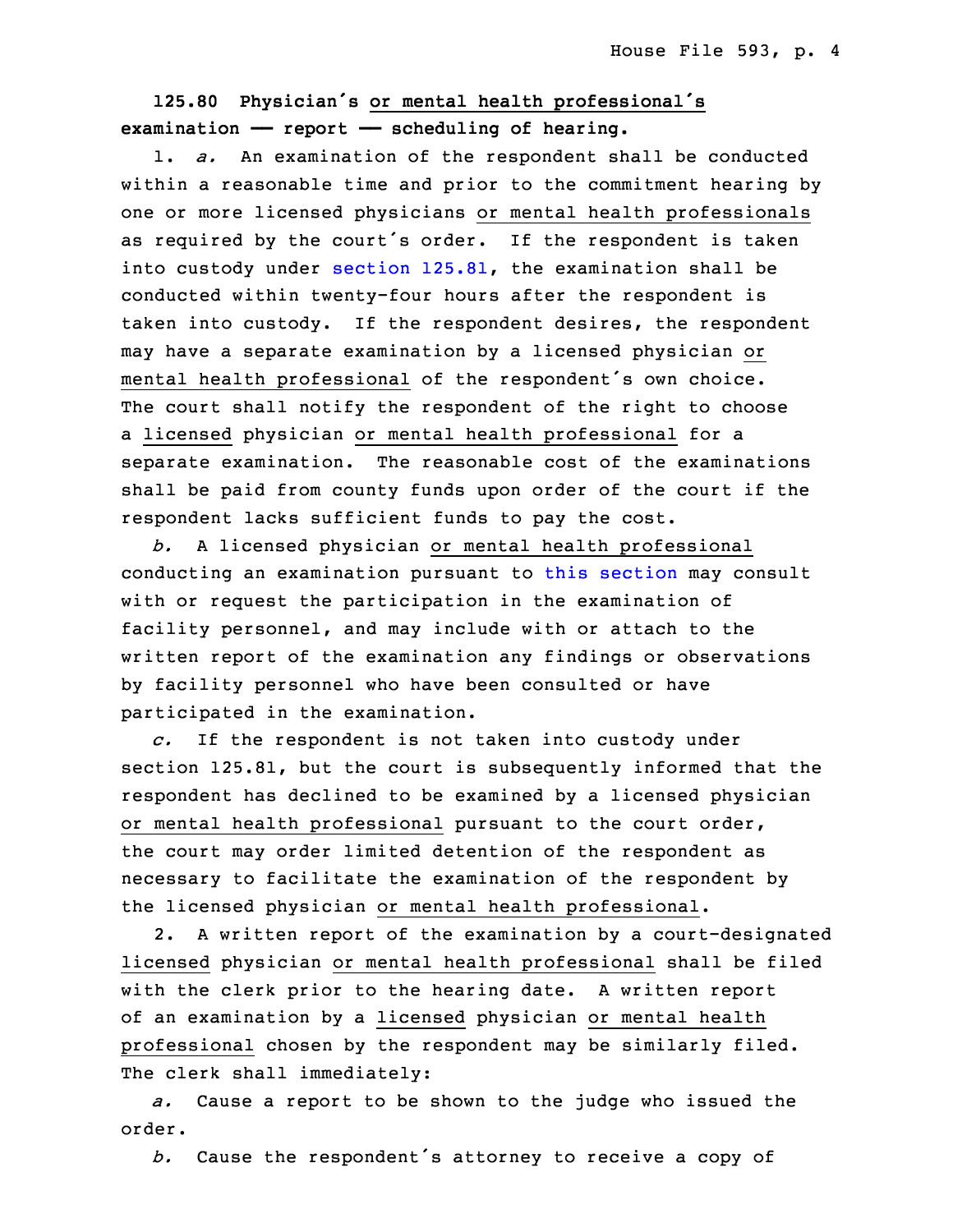**125.80 Physician's or mental health professional's examination —— report —— scheduling of hearing.**

1. *a.* An examination of the respondent shall be conducted within a reasonable time and prior to the commitment hearing by one or more licensed physicians or mental health professionals as required by the court's order. If the respondent is taken into custody under section 125.81, the examination shall be conducted within twenty-four hours after the respondent is taken into custody. If the respondent desires, the respondent may have a separate examination by a licensed physician or mental health professional of the respondent's own choice. The court shall notify the respondent of the right to choose a licensed physician or mental health professional for a separate examination. The reasonable cost of the examinations shall be paid from county funds upon order of the court if the respondent lacks sufficient funds to pay the cost.

*b.* A licensed physician or mental health professional conducting an examination pursuant to this section may consult with or request the participation in the examination of facility personnel, and may include with or attach to the written report of the examination any findings or observations by facility personnel who have been consulted or have participated in the examination.

*c.* If the respondent is not taken into custody under section 125.81, but the court is subsequently informed that the respondent has declined to be examined by a licensed physician or mental health professional pursuant to the court order, the court may order limited detention of the respondent as necessary to facilitate the examination of the respondent by the licensed physician or mental health professional.

2. A written report of the examination by a court-designated licensed physician or mental health professional shall be filed with the clerk prior to the hearing date. A written report of an examination by a licensed physician or mental health professional chosen by the respondent may be similarly filed. The clerk shall immediately:

*a.* Cause a report to be shown to the judge who issued the order.

*b.* Cause the respondent's attorney to receive a copy of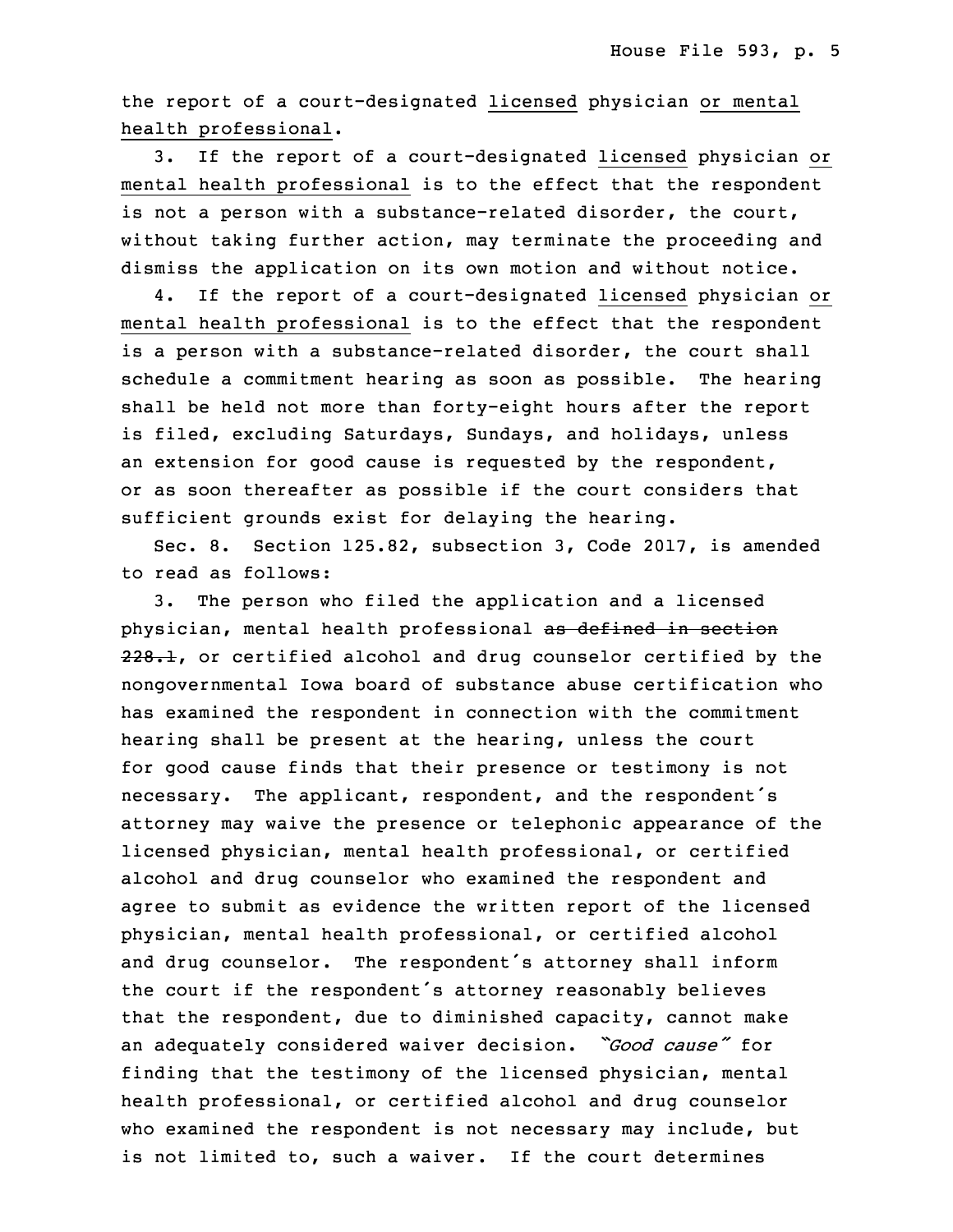the report of a court-designated licensed physician or mental health professional.

3. If the report of a court-designated licensed physician or mental health professional is to the effect that the respondent is not a person with a substance-related disorder, the court, without taking further action, may terminate the proceeding and dismiss the application on its own motion and without notice.

4. If the report of a court-designated licensed physician or mental health professional is to the effect that the respondent is a person with a substance-related disorder, the court shall schedule a commitment hearing as soon as possible. The hearing shall be held not more than forty-eight hours after the report is filed, excluding Saturdays, Sundays, and holidays, unless an extension for good cause is requested by the respondent, or as soon thereafter as possible if the court considers that sufficient grounds exist for delaying the hearing.

Sec. 8. Section 125.82, subsection 3, Code 2017, is amended to read as follows:

3. The person who filed the application and a licensed physician, mental health professional ~~as defined in section 228.1~~, or certified alcohol and drug counselor certified by the nongovernmental Iowa board of substance abuse certification who has examined the respondent in connection with the commitment hearing shall be present at the hearing, unless the court for good cause finds that their presence or testimony is not necessary. The applicant, respondent, and the respondent's attorney may waive the presence or telephonic appearance of the licensed physician, mental health professional, or certified alcohol and drug counselor who examined the respondent and agree to submit as evidence the written report of the licensed physician, mental health professional, or certified alcohol and drug counselor. The respondent's attorney shall inform the court if the respondent's attorney reasonably believes that the respondent, due to diminished capacity, cannot make an adequately considered waiver decision. *"Good cause"* for finding that the testimony of the licensed physician, mental health professional, or certified alcohol and drug counselor who examined the respondent is not necessary may include, but is not limited to, such a waiver. If the court determines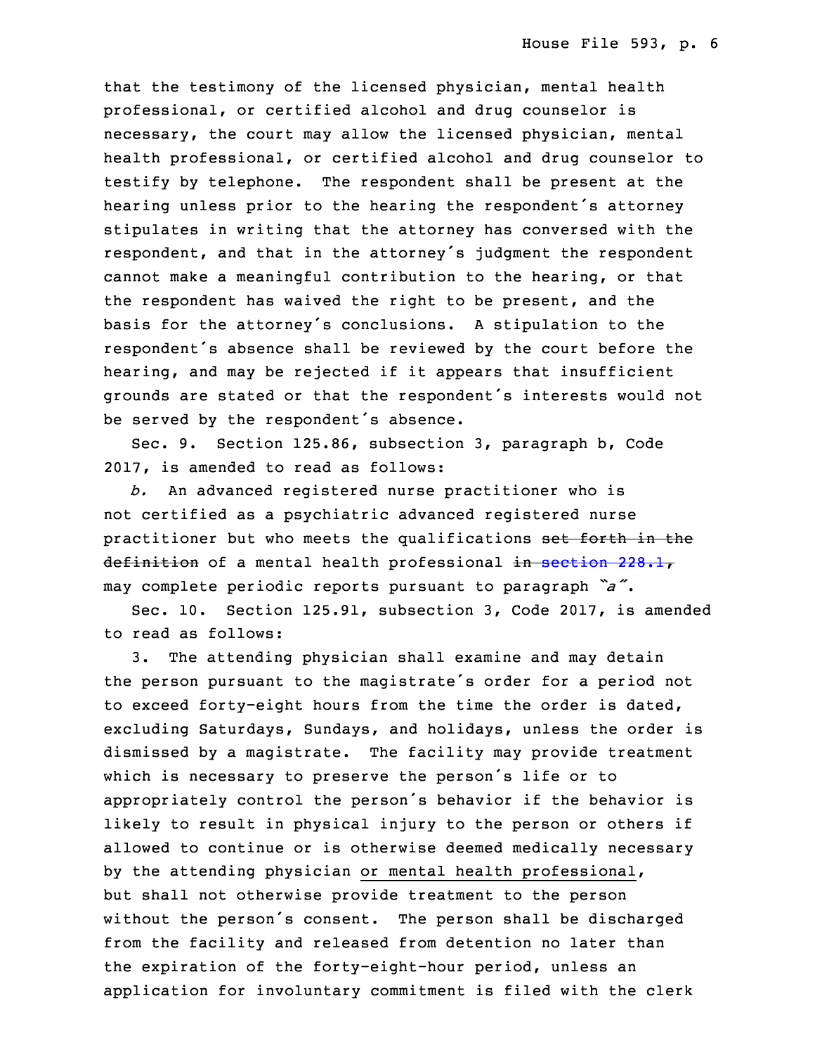that the testimony of the licensed physician, mental health professional, or certified alcohol and drug counselor is necessary, the court may allow the licensed physician, mental health professional, or certified alcohol and drug counselor to testify by telephone. The respondent shall be present at the hearing unless prior to the hearing the respondent's attorney stipulates in writing that the attorney has conversed with the respondent, and that in the attorney's judgment the respondent cannot make a meaningful contribution to the hearing, or that the respondent has waived the right to be present, and the basis for the attorney's conclusions. A stipulation to the respondent's absence shall be reviewed by the court before the hearing, and may be rejected if it appears that insufficient grounds are stated or that the respondent's interests would not be served by the respondent's absence.

Sec. 9. Section 125.86, subsection 3, paragraph b, Code 2017, is amended to read as follows:

*b.* An advanced registered nurse practitioner who is not certified as a psychiatric advanced registered nurse practitioner but who meets the qualifications ~~set forth in the definition~~ of a mental health professional ~~in section 228.1,~~ may complete periodic reports pursuant to paragraph *"a"*.

Sec. 10. Section 125.91, subsection 3, Code 2017, is amended to read as follows:

3. The attending physician shall examine and may detain the person pursuant to the magistrate's order for a period not to exceed forty-eight hours from the time the order is dated, excluding Saturdays, Sundays, and holidays, unless the order is dismissed by a magistrate. The facility may provide treatment which is necessary to preserve the person's life or to appropriately control the person's behavior if the behavior is likely to result in physical injury to the person or others if allowed to continue or is otherwise deemed medically necessary by the attending physician <u>or mental health professional</u>, but shall not otherwise provide treatment to the person without the person's consent. The person shall be discharged from the facility and released from detention no later than the expiration of the forty-eight-hour period, unless an application for involuntary commitment is filed with the clerk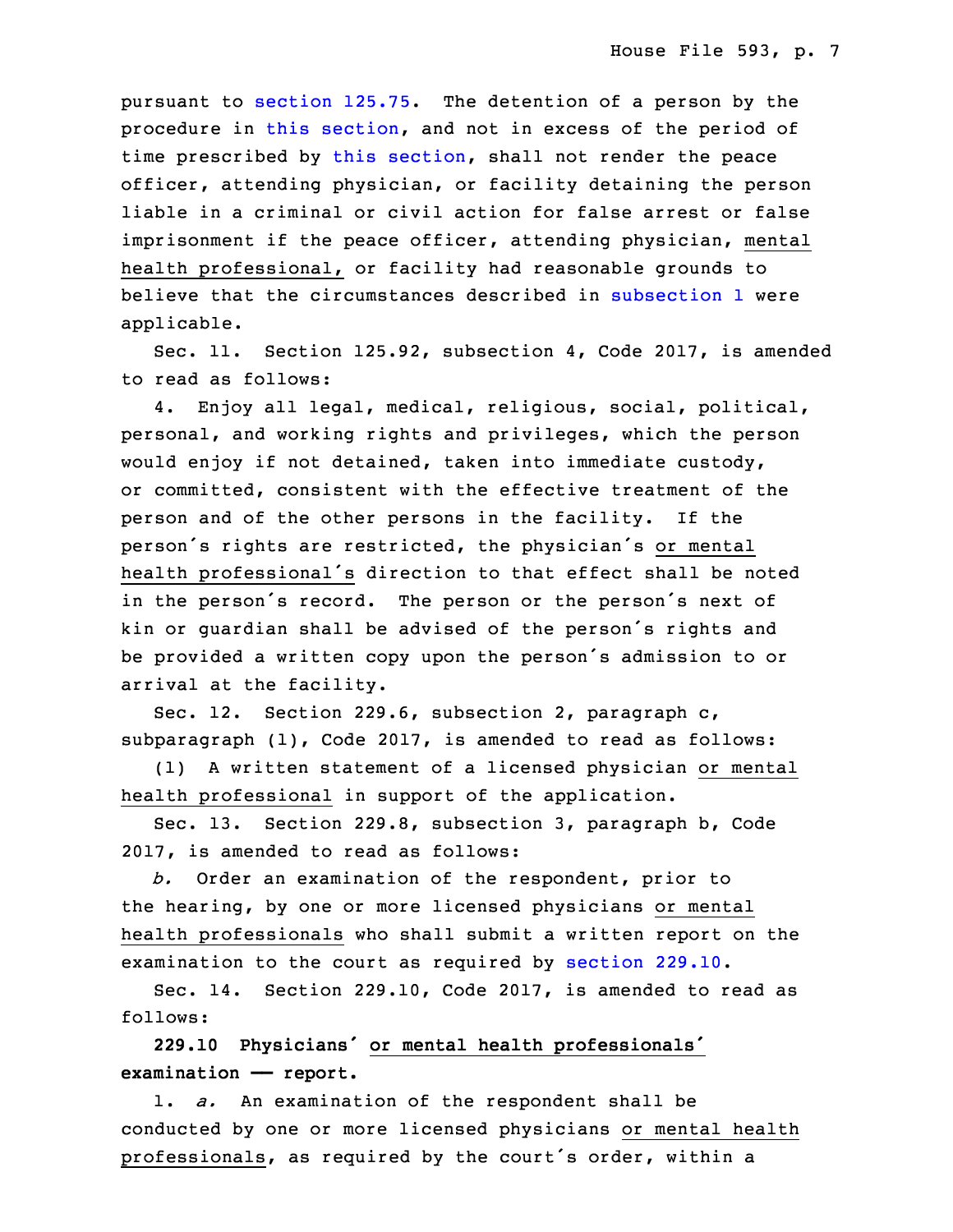pursuant to section 125.75. The detention of a person by the procedure in this section, and not in excess of the period of time prescribed by this section, shall not render the peace officer, attending physician, or facility detaining the person liable in a criminal or civil action for false arrest or false imprisonment if the peace officer, attending physician, mental health professional, or facility had reasonable grounds to believe that the circumstances described in subsection 1 were applicable.

Sec. 11. Section 125.92, subsection 4, Code 2017, is amended to read as follows:

4. Enjoy all legal, medical, religious, social, political, personal, and working rights and privileges, which the person would enjoy if not detained, taken into immediate custody, or committed, consistent with the effective treatment of the person and of the other persons in the facility. If the person's rights are restricted, the physician's or mental health professional's direction to that effect shall be noted in the person's record. The person or the person's next of kin or guardian shall be advised of the person's rights and be provided a written copy upon the person's admission to or arrival at the facility.

Sec. 12. Section 229.6, subsection 2, paragraph c, subparagraph (1), Code 2017, is amended to read as follows:

(1) A written statement of a licensed physician or mental health professional in support of the application.

Sec. 13. Section 229.8, subsection 3, paragraph b, Code 2017, is amended to read as follows:

*b.* Order an examination of the respondent, prior to the hearing, by one or more licensed physicians or mental health professionals who shall submit a written report on the examination to the court as required by section 229.10.

Sec. 14. Section 229.10, Code 2017, is amended to read as follows:

**229.10 Physicians' or mental health professionals' examination — report.**

1. *a.* An examination of the respondent shall be conducted by one or more licensed physicians or mental health professionals, as required by the court's order, within a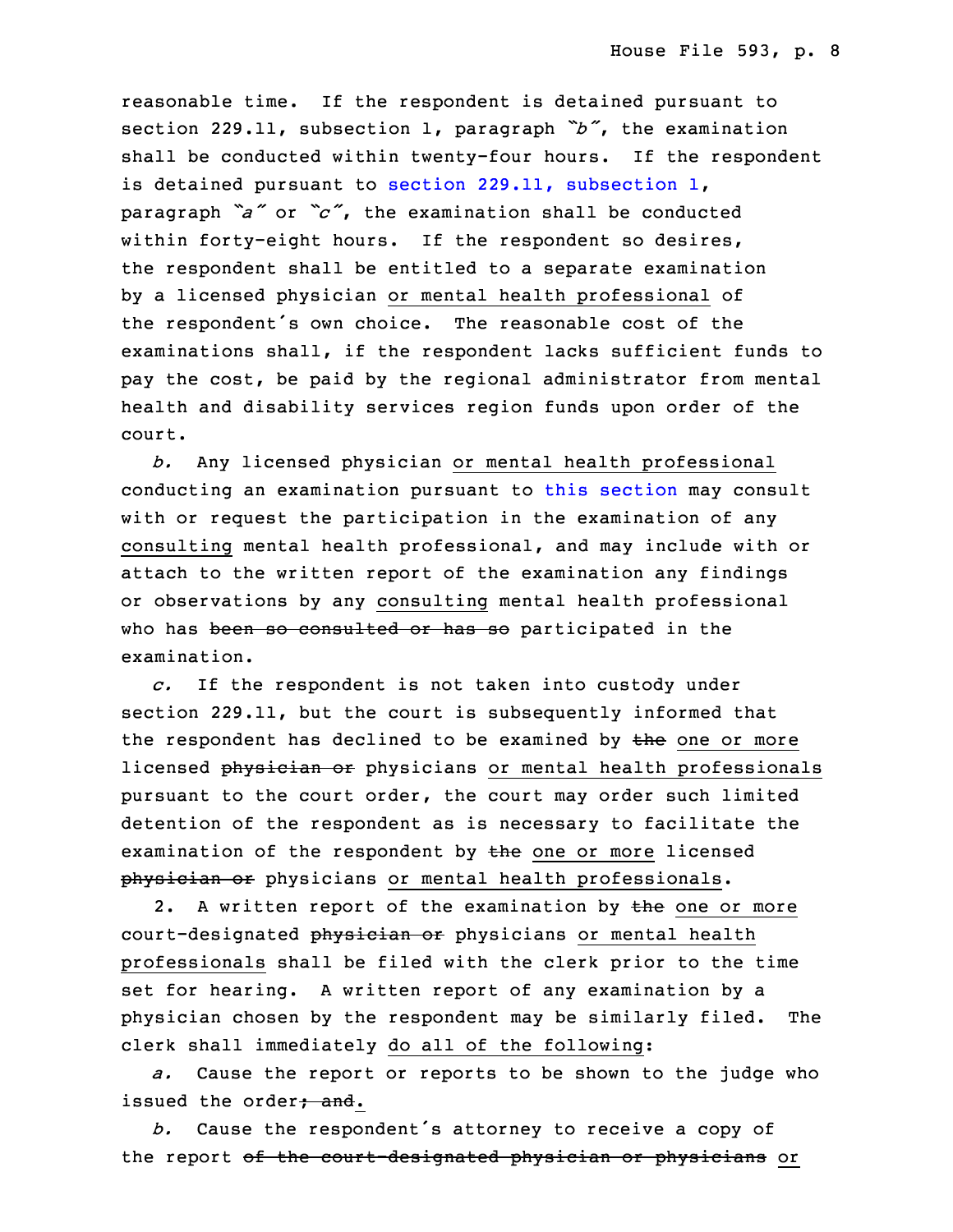reasonable time. If the respondent is detained pursuant to section 229.11, subsection 1, paragraph *"b"*, the examination shall be conducted within twenty-four hours. If the respondent is detained pursuant to section 229.11, subsection 1, paragraph *"a"* or *"c"*, the examination shall be conducted within forty-eight hours. If the respondent so desires, the respondent shall be entitled to a separate examination by a licensed physician or mental health professional of the respondent's own choice. The reasonable cost of the examinations shall, if the respondent lacks sufficient funds to pay the cost, be paid by the regional administrator from mental health and disability services region funds upon order of the court.

*b.* Any licensed physician or mental health professional conducting an examination pursuant to this section may consult with or request the participation in the examination of any consulting mental health professional, and may include with or attach to the written report of the examination any findings or observations by any consulting mental health professional who has ~~been so consulted or has so~~ participated in the examination.

*c.* If the respondent is not taken into custody under section 229.11, but the court is subsequently informed that the respondent has declined to be examined by ~~the~~ one or more licensed ~~physician or~~ physicians or mental health professionals pursuant to the court order, the court may order such limited detention of the respondent as is necessary to facilitate the examination of the respondent by ~~the~~ one or more licensed ~~physician or~~ physicians or mental health professionals.

2. A written report of the examination by ~~the~~ one or more court-designated ~~physician or~~ physicians or mental health professionals shall be filed with the clerk prior to the time set for hearing. A written report of any examination by a physician chosen by the respondent may be similarly filed. The clerk shall immediately do all of the following:

*a.* Cause the report or reports to be shown to the judge who issued the order~~; and~~.

*b.* Cause the respondent's attorney to receive a copy of the report ~~of the court-designated physician or physicians~~ or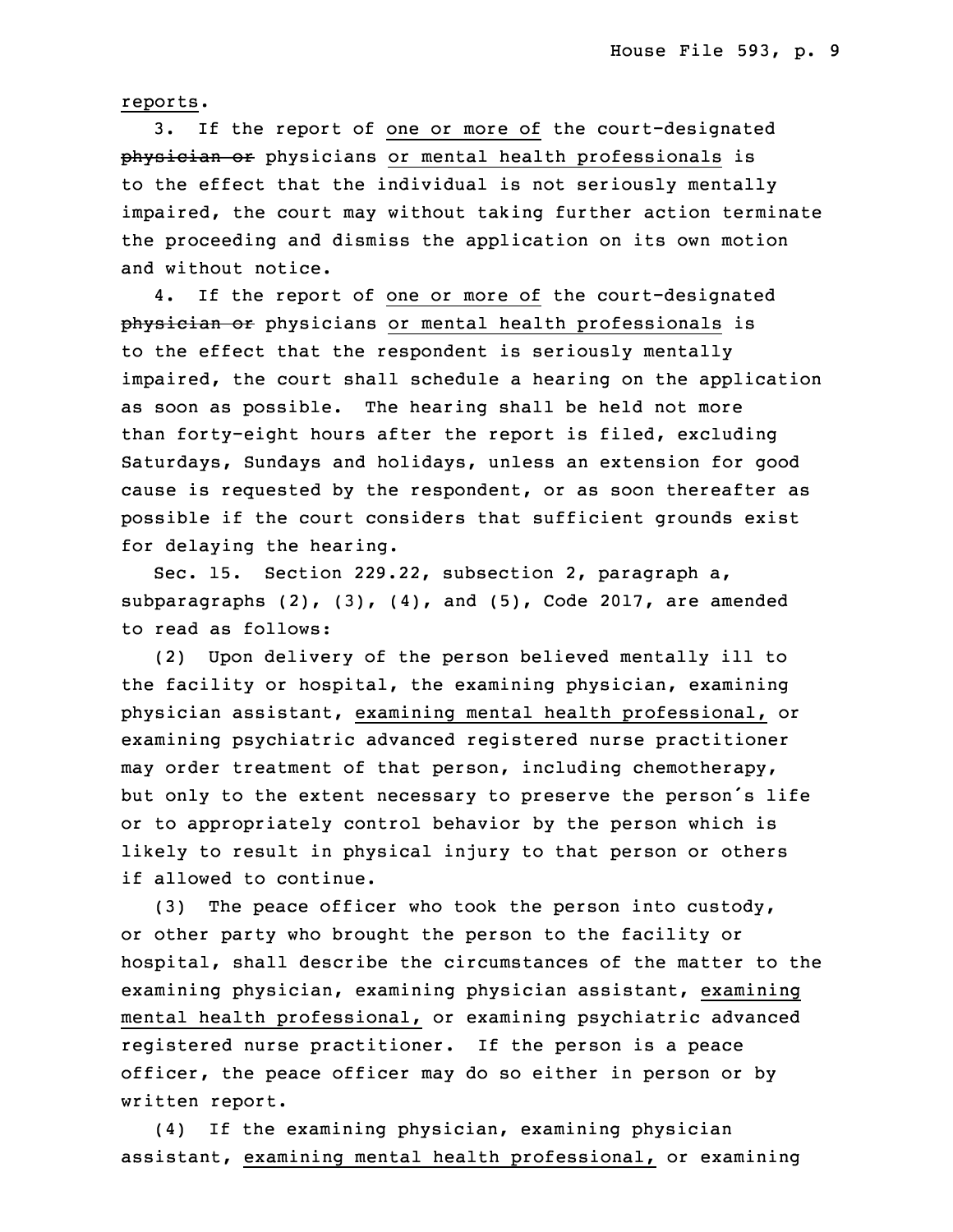reports.

3. If the report of one or more of the court-designated ~~physician or~~ physicians or mental health professionals is to the effect that the individual is not seriously mentally impaired, the court may without taking further action terminate the proceeding and dismiss the application on its own motion and without notice.

4. If the report of one or more of the court-designated ~~physician or~~ physicians or mental health professionals is to the effect that the respondent is seriously mentally impaired, the court shall schedule a hearing on the application as soon as possible. The hearing shall be held not more than forty-eight hours after the report is filed, excluding Saturdays, Sundays and holidays, unless an extension for good cause is requested by the respondent, or as soon thereafter as possible if the court considers that sufficient grounds exist for delaying the hearing.

Sec. 15. Section 229.22, subsection 2, paragraph a, subparagraphs (2), (3), (4), and (5), Code 2017, are amended to read as follows:

(2) Upon delivery of the person believed mentally ill to the facility or hospital, the examining physician, examining physician assistant, examining mental health professional, or examining psychiatric advanced registered nurse practitioner may order treatment of that person, including chemotherapy, but only to the extent necessary to preserve the person's life or to appropriately control behavior by the person which is likely to result in physical injury to that person or others if allowed to continue.

(3) The peace officer who took the person into custody, or other party who brought the person to the facility or hospital, shall describe the circumstances of the matter to the examining physician, examining physician assistant, examining mental health professional, or examining psychiatric advanced registered nurse practitioner. If the person is a peace officer, the peace officer may do so either in person or by written report.

(4) If the examining physician, examining physician assistant, examining mental health professional, or examining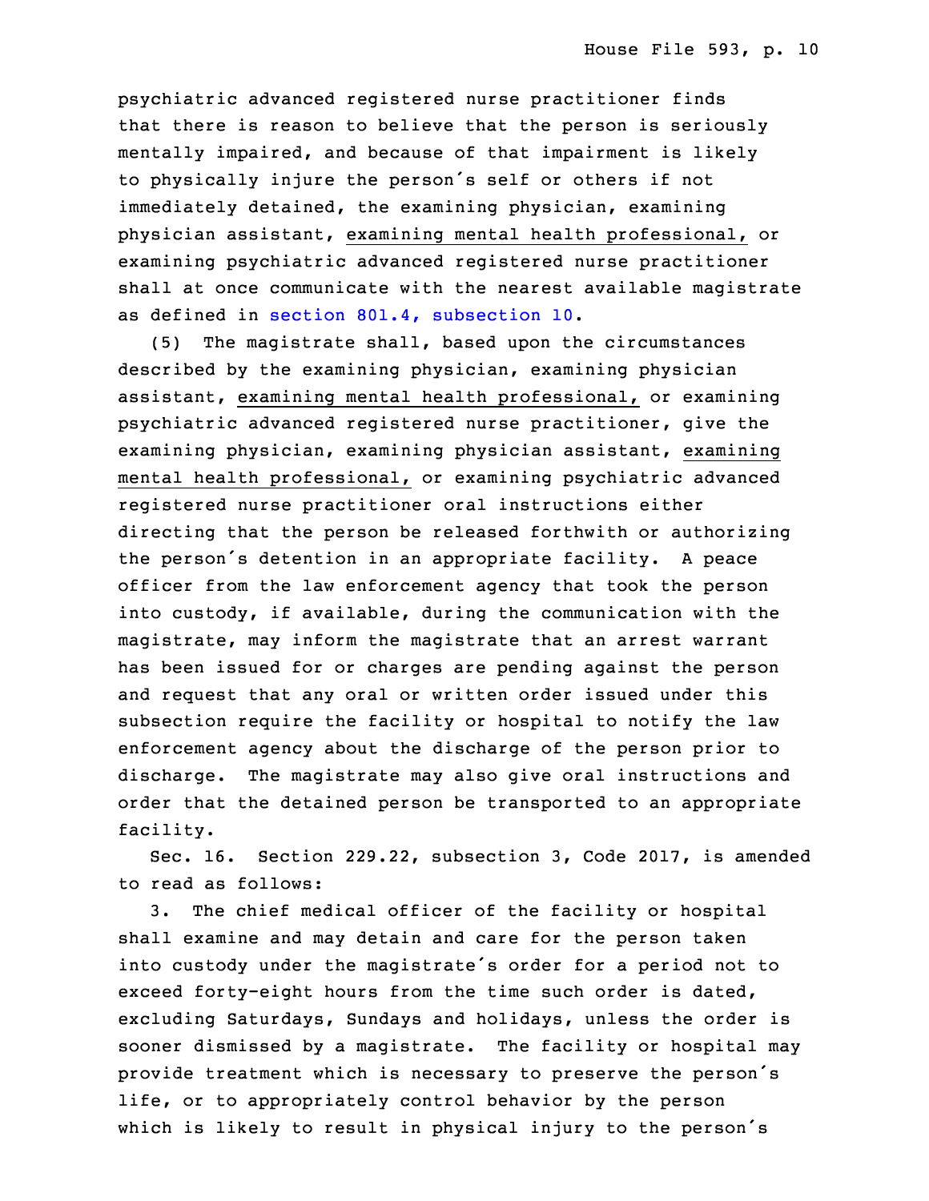psychiatric advanced registered nurse practitioner finds that there is reason to believe that the person is seriously mentally impaired, and because of that impairment is likely to physically injure the person's self or others if not immediately detained, the examining physician, examining physician assistant, examining mental health professional, or examining psychiatric advanced registered nurse practitioner shall at once communicate with the nearest available magistrate as defined in section 801.4, subsection 10.

(5) The magistrate shall, based upon the circumstances described by the examining physician, examining physician assistant, examining mental health professional, or examining psychiatric advanced registered nurse practitioner, give the examining physician, examining physician assistant, examining mental health professional, or examining psychiatric advanced registered nurse practitioner oral instructions either directing that the person be released forthwith or authorizing the person's detention in an appropriate facility. A peace officer from the law enforcement agency that took the person into custody, if available, during the communication with the magistrate, may inform the magistrate that an arrest warrant has been issued for or charges are pending against the person and request that any oral or written order issued under this subsection require the facility or hospital to notify the law enforcement agency about the discharge of the person prior to discharge. The magistrate may also give oral instructions and order that the detained person be transported to an appropriate facility.

Sec. 16. Section 229.22, subsection 3, Code 2017, is amended to read as follows:

3. The chief medical officer of the facility or hospital shall examine and may detain and care for the person taken into custody under the magistrate's order for a period not to exceed forty-eight hours from the time such order is dated, excluding Saturdays, Sundays and holidays, unless the order is sooner dismissed by a magistrate. The facility or hospital may provide treatment which is necessary to preserve the person's life, or to appropriately control behavior by the person which is likely to result in physical injury to the person's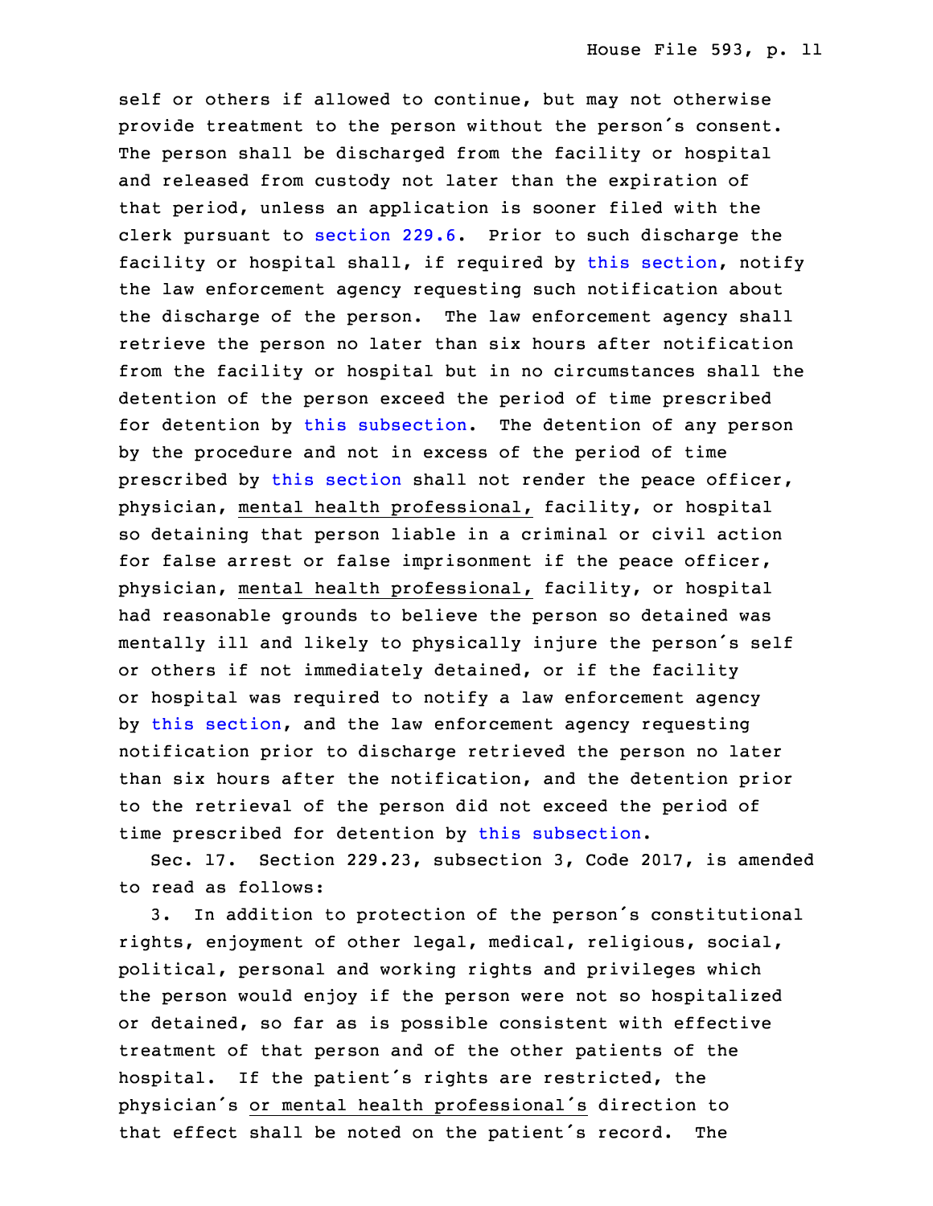self or others if allowed to continue, but may not otherwise provide treatment to the person without the person's consent. The person shall be discharged from the facility or hospital and released from custody not later than the expiration of that period, unless an application is sooner filed with the clerk pursuant to section 229.6. Prior to such discharge the facility or hospital shall, if required by this section, notify the law enforcement agency requesting such notification about the discharge of the person. The law enforcement agency shall retrieve the person no later than six hours after notification from the facility or hospital but in no circumstances shall the detention of the person exceed the period of time prescribed for detention by this subsection. The detention of any person by the procedure and not in excess of the period of time prescribed by this section shall not render the peace officer, physician, mental health professional, facility, or hospital so detaining that person liable in a criminal or civil action for false arrest or false imprisonment if the peace officer, physician, mental health professional, facility, or hospital had reasonable grounds to believe the person so detained was mentally ill and likely to physically injure the person's self or others if not immediately detained, or if the facility or hospital was required to notify a law enforcement agency by this section, and the law enforcement agency requesting notification prior to discharge retrieved the person no later than six hours after the notification, and the detention prior to the retrieval of the person did not exceed the period of time prescribed for detention by this subsection.

Sec. 17. Section 229.23, subsection 3, Code 2017, is amended to read as follows:

3. In addition to protection of the person's constitutional rights, enjoyment of other legal, medical, religious, social, political, personal and working rights and privileges which the person would enjoy if the person were not so hospitalized or detained, so far as is possible consistent with effective treatment of that person and of the other patients of the hospital. If the patient's rights are restricted, the physician's or mental health professional's direction to that effect shall be noted on the patient's record. The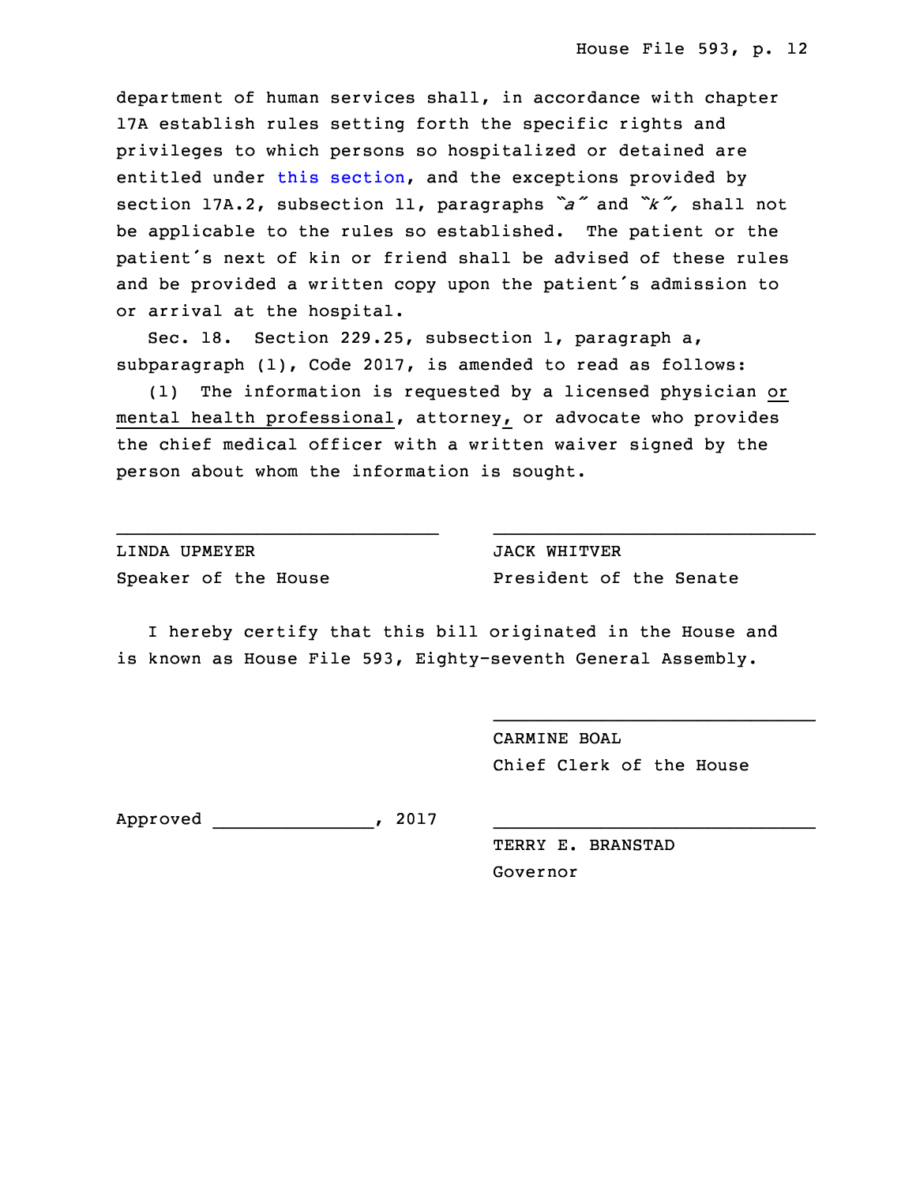department of human services shall, in accordance with chapter 17A establish rules setting forth the specific rights and privileges to which persons so hospitalized or detained are entitled under this section, and the exceptions provided by section 17A.2, subsection 11, paragraphs *"a"* and *"k"*, shall not be applicable to the rules so established. The patient or the patient's next of kin or friend shall be advised of these rules and be provided a written copy upon the patient's admission to or arrival at the hospital.

Sec. 18. Section 229.25, subsection 1, paragraph a, subparagraph (1), Code 2017, is amended to read as follows:

(1) The information is requested by a licensed physician or mental health professional, attorney, or advocate who provides the chief medical officer with a written waiver signed by the person about whom the information is sought.

\_\_\_\_\_\_\_\_\_\_\_\_\_\_\_\_\_\_\_\_\_\_\_\_\_\_\_\_\_\_\_\_
LINDA UPMEYER
Speaker of the House

\_\_\_\_\_\_\_\_\_\_\_\_\_\_\_\_\_\_\_\_\_\_\_\_\_\_\_\_\_\_\_\_
JACK WHITVER
President of the Senate

I hereby certify that this bill originated in the House and is known as House File 593, Eighty-seventh General Assembly.

\_\_\_\_\_\_\_\_\_\_\_\_\_\_\_\_\_\_\_\_\_\_\_\_\_\_\_\_\_\_\_\_
CARMINE BOAL
Chief Clerk of the House

Approved \_\_\_\_\_\_\_\_\_\_\_\_\_\_\_\_, 2017

\_\_\_\_\_\_\_\_\_\_\_\_\_\_\_\_\_\_\_\_\_\_\_\_\_\_\_\_\_\_\_\_
TERRY E. BRANSTAD
Governor